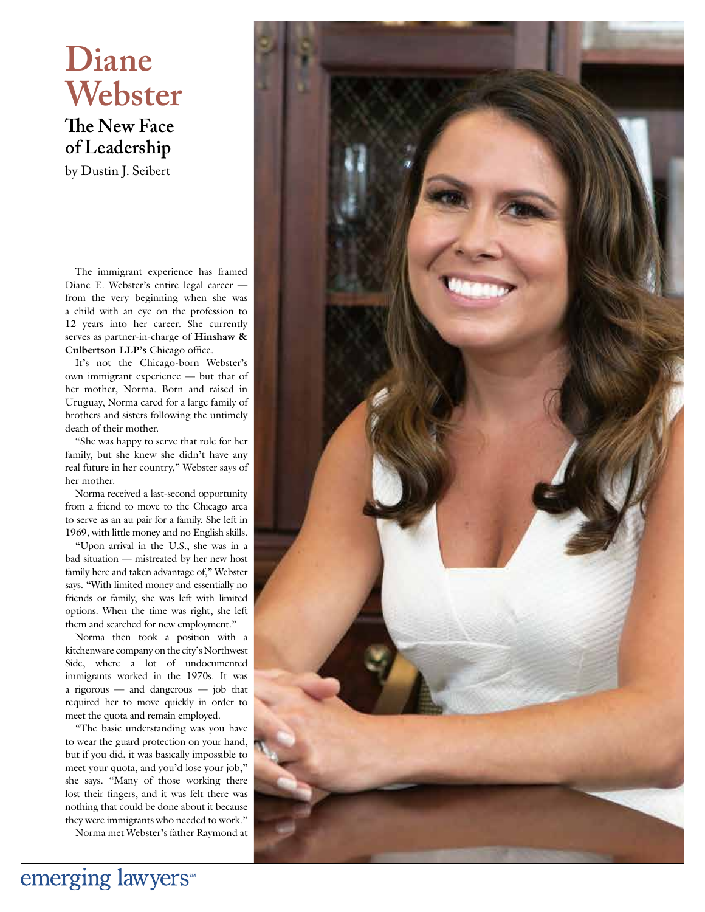# Diane Webster

## The New Face of Leadership

by Dustin J. Seibert

The immigrant experience has framed Diane E. Webster's entire legal career — from the very beginning when she was a child with an eye on the profession to 12 years into her career. She currently serves as partner-in-charge of **Hinshaw & Culbertson LLP's** Chicago office.

It's not the Chicago-born Webster's own immigrant experience — but that of her mother, Norma. Born and raised in Uruguay, Norma cared for a large family of brothers and sisters following the untimely death of their mother.

"She was happy to serve that role for her family, but she knew she didn't have any real future in her country," Webster says of her mother.

Norma received a last-second opportunity from a friend to move to the Chicago area to serve as an au pair for a family. She left in 1969, with little money and no English skills.

"Upon arrival in the U.S., she was in a bad situation — mistreated by her new host family here and taken advantage of," Webster says. "With limited money and essentially no friends or family, she was left with limited options. When the time was right, she left them and searched for new employment."

Norma then took a position with a kitchenware company on the city's Northwest Side, where a lot of undocumented immigrants worked in the 1970s. It was a rigorous — and dangerous — job that required her to move quickly in order to meet the quota and remain employed.

"The basic understanding was you have to wear the guard protection on your hand, but if you did, it was basically impossible to meet your quota, and you'd lose your job," she says. "Many of those working there lost their fingers, and it was felt there was nothing that could be done about it because they were immigrants who needed to work."

Norma met Webster's father Raymond at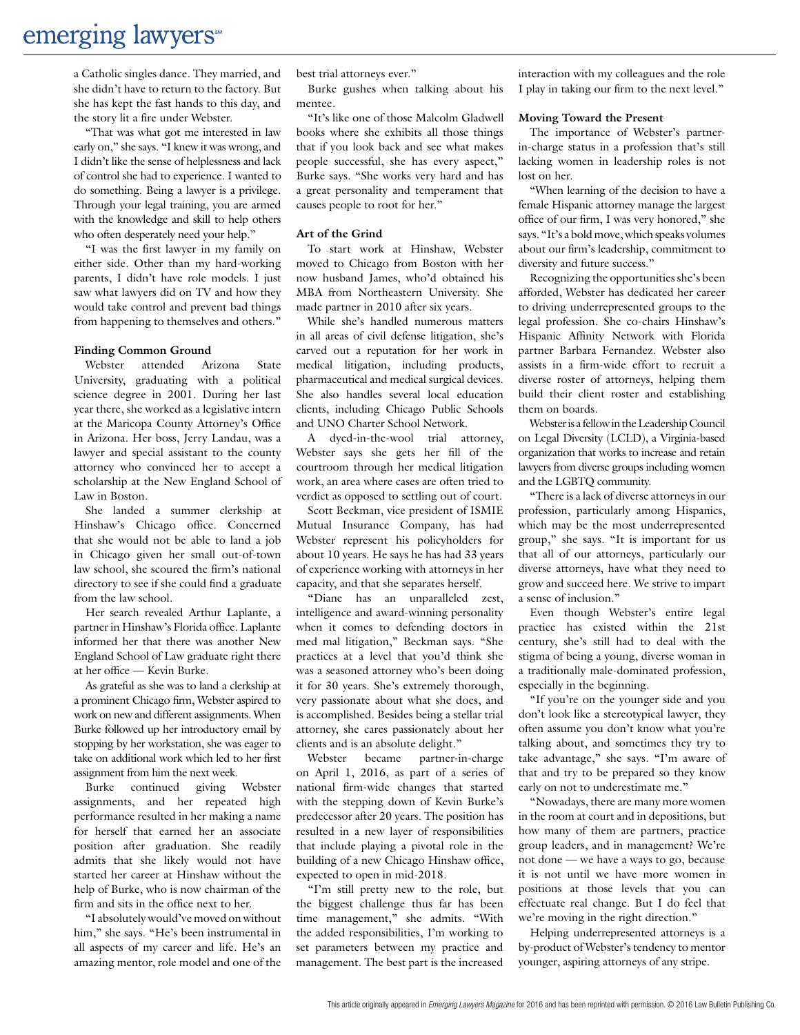a Catholic singles dance. They married, and she didn't have to return to the factory. But she has kept the fast hands to this day, and the story lit a fire under Webster.

"That was what got me interested in law early on," she says. "I knew it was wrong, and I didn't like the sense of helplessness and lack of control she had to experience. I wanted to do something. Being a lawyer is a privilege. Through your legal training, you are armed with the knowledge and skill to help others who often desperately need your help."

"I was the first lawyer in my family on either side. Other than my hard-working parents, I didn't have role models. I just saw what lawyers did on TV and how they would take control and prevent bad things from happening to themselves and others."

**Finding Common Ground**

Webster attended Arizona State University, graduating with a political science degree in 2001. During her last year there, she worked as a legislative intern at the Maricopa County Attorney's Office in Arizona. Her boss, Jerry Landau, was a lawyer and special assistant to the county attorney who convinced her to accept a scholarship at the New England School of Law in Boston.

She landed a summer clerkship at Hinshaw's Chicago office. Concerned that she would not be able to land a job in Chicago given her small out-of-town law school, she scoured the firm's national directory to see if she could find a graduate from the law school.

Her search revealed Arthur Laplante, a partner in Hinshaw's Florida office. Laplante informed her that there was another New England School of Law graduate right there at her office — Kevin Burke.

As grateful as she was to land a clerkship at a prominent Chicago firm, Webster aspired to work on new and different assignments. When Burke followed up her introductory email by stopping by her workstation, she was eager to take on additional work which led to her first assignment from him the next week.

Burke continued giving Webster assignments, and her repeated high performance resulted in her making a name for herself that earned her an associate position after graduation. She readily admits that she likely would not have started her career at Hinshaw without the help of Burke, who is now chairman of the firm and sits in the office next to her.

"I absolutely would've moved on without him," she says. "He's been instrumental in all aspects of my career and life. He's an amazing mentor, role model and one of the best trial attorneys ever."

Burke gushes when talking about his mentee.

"It's like one of those Malcolm Gladwell books where she exhibits all those things that if you look back and see what makes people successful, she has every aspect," Burke says. "She works very hard and has a great personality and temperament that causes people to root for her."

**Art of the Grind**

To start work at Hinshaw, Webster moved to Chicago from Boston with her now husband James, who'd obtained his MBA from Northeastern University. She made partner in 2010 after six years.

While she's handled numerous matters in all areas of civil defense litigation, she's carved out a reputation for her work in medical litigation, including products, pharmaceutical and medical surgical devices. She also handles several local education clients, including Chicago Public Schools and UNO Charter School Network.

A dyed-in-the-wool trial attorney, Webster says she gets her fill of the courtroom through her medical litigation work, an area where cases are often tried to verdict as opposed to settling out of court.

Scott Beckman, vice president of ISMIE Mutual Insurance Company, has had Webster represent his policyholders for about 10 years. He says he has had 33 years of experience working with attorneys in her capacity, and that she separates herself.

"Diane has an unparalleled zest, intelligence and award-winning personality when it comes to defending doctors in med mal litigation," Beckman says. "She practices at a level that you'd think she was a seasoned attorney who's been doing it for 30 years. She's extremely thorough, very passionate about what she does, and is accomplished. Besides being a stellar trial attorney, she cares passionately about her clients and is an absolute delight."

Webster became partner-in-charge on April 1, 2016, as part of a series of national firm-wide changes that started with the stepping down of Kevin Burke's predecessor after 20 years. The position has resulted in a new layer of responsibilities that include playing a pivotal role in the building of a new Chicago Hinshaw office, expected to open in mid-2018.

"I'm still pretty new to the role, but the biggest challenge thus far has been time management," she admits. "With the added responsibilities, I'm working to set parameters between my practice and management. The best part is the increased interaction with my colleagues and the role I play in taking our firm to the next level."

**Moving Toward the Present**

The importance of Webster's partner-in-charge status in a profession that's still lacking women in leadership roles is not lost on her.

"When learning of the decision to have a female Hispanic attorney manage the largest office of our firm, I was very honored," she says. "It's a bold move, which speaks volumes about our firm's leadership, commitment to diversity and future success."

Recognizing the opportunities she's been afforded, Webster has dedicated her career to driving underrepresented groups to the legal profession. She co-chairs Hinshaw's Hispanic Affinity Network with Florida partner Barbara Fernandez. Webster also assists in a firm-wide effort to recruit a diverse roster of attorneys, helping them build their client roster and establishing them on boards.

Webster is a fellow in the Leadership Council on Legal Diversity (LCLD), a Virginia-based organization that works to increase and retain lawyers from diverse groups including women and the LGBTQ community.

"There is a lack of diverse attorneys in our profession, particularly among Hispanics, which may be the most underrepresented group," she says. "It is important for us that all of our attorneys, particularly our diverse attorneys, have what they need to grow and succeed here. We strive to impart a sense of inclusion."

Even though Webster's entire legal practice has existed within the 21st century, she's still had to deal with the stigma of being a young, diverse woman in a traditionally male-dominated profession, especially in the beginning.

"If you're on the younger side and you don't look like a stereotypical lawyer, they often assume you don't know what you're talking about, and sometimes they try to take advantage," she says. "I'm aware of that and try to be prepared so they know early on not to underestimate me."

"Nowadays, there are many more women in the room at court and in depositions, but how many of them are partners, practice group leaders, and in management? We're not done — we have a ways to go, because it is not until we have more women in positions at those levels that you can effectuate real change. But I do feel that we're moving in the right direction."

Helping underrepresented attorneys is a by-product of Webster's tendency to mentor younger, aspiring attorneys of any stripe.

This article originally appeared in *Emerging Lawyers Magazine* for 2016 and has been reprinted with permission. © 2016 Law Bulletin Publishing Co.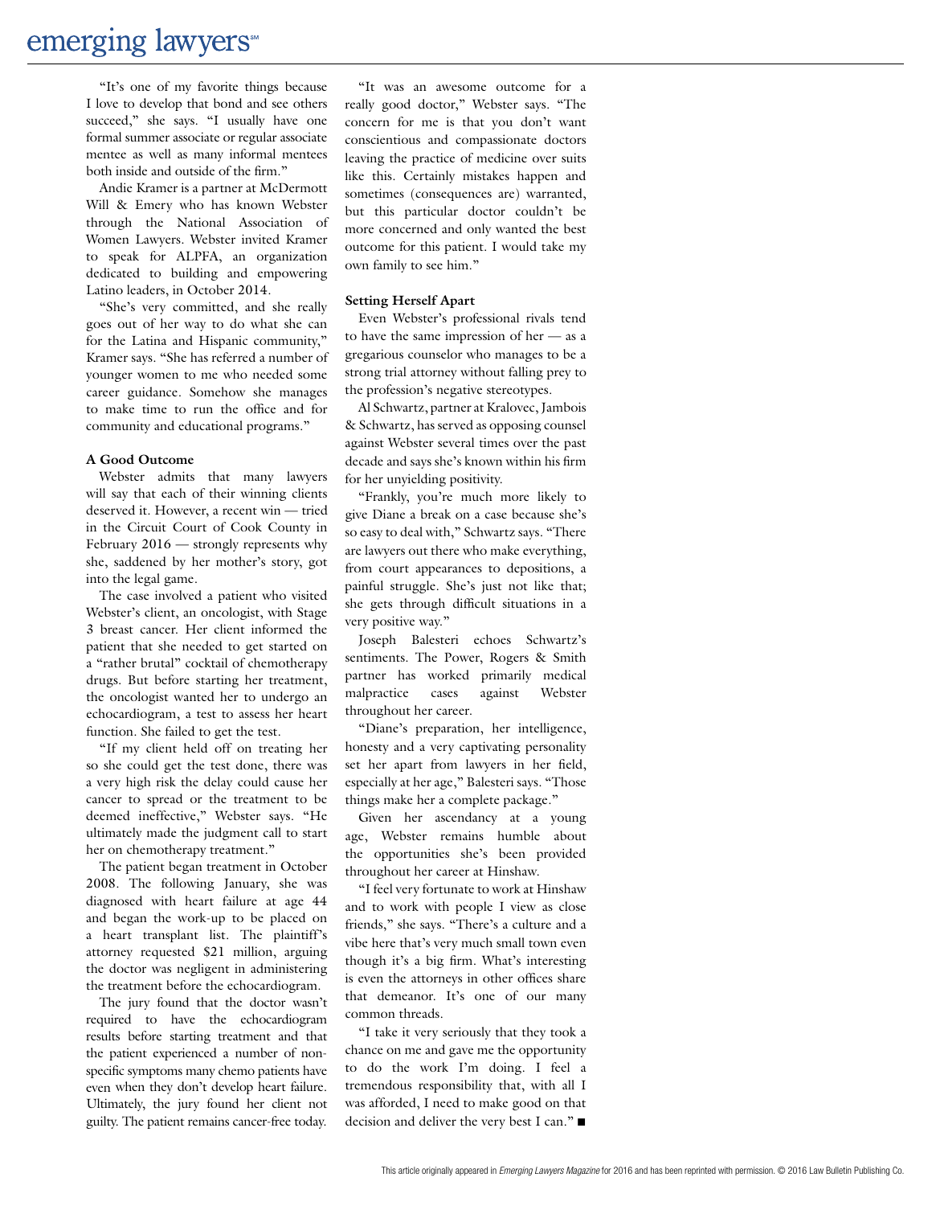"It's one of my favorite things because I love to develop that bond and see others succeed," she says. "I usually have one formal summer associate or regular associate mentee as well as many informal mentees both inside and outside of the firm."

Andie Kramer is a partner at McDermott Will & Emery who has known Webster through the National Association of Women Lawyers. Webster invited Kramer to speak for ALPFA, an organization dedicated to building and empowering Latino leaders, in October 2014.

"She's very committed, and she really goes out of her way to do what she can for the Latina and Hispanic community," Kramer says. "She has referred a number of younger women to me who needed some career guidance. Somehow she manages to make time to run the office and for community and educational programs."

**A Good Outcome**

Webster admits that many lawyers will say that each of their winning clients deserved it. However, a recent win — tried in the Circuit Court of Cook County in February 2016 — strongly represents why she, saddened by her mother's story, got into the legal game.

The case involved a patient who visited Webster's client, an oncologist, with Stage 3 breast cancer. Her client informed the patient that she needed to get started on a "rather brutal" cocktail of chemotherapy drugs. But before starting her treatment, the oncologist wanted her to undergo an echocardiogram, a test to assess her heart function. She failed to get the test.

"If my client held off on treating her so she could get the test done, there was a very high risk the delay could cause her cancer to spread or the treatment to be deemed ineffective," Webster says. "He ultimately made the judgment call to start her on chemotherapy treatment."

The patient began treatment in October 2008. The following January, she was diagnosed with heart failure at age 44 and began the work-up to be placed on a heart transplant list. The plaintiff's attorney requested $21 million, arguing the doctor was negligent in administering the treatment before the echocardiogram.

The jury found that the doctor wasn't required to have the echocardiogram results before starting treatment and that the patient experienced a number of non-specific symptoms many chemo patients have even when they don't develop heart failure. Ultimately, the jury found her client not guilty. The patient remains cancer-free today.

"It was an awesome outcome for a really good doctor," Webster says. "The concern for me is that you don't want conscientious and compassionate doctors leaving the practice of medicine over suits like this. Certainly mistakes happen and sometimes (consequences are) warranted, but this particular doctor couldn't be more concerned and only wanted the best outcome for this patient. I would take my own family to see him."

**Setting Herself Apart**

Even Webster's professional rivals tend to have the same impression of her — as a gregarious counselor who manages to be a strong trial attorney without falling prey to the profession's negative stereotypes.

Al Schwartz, partner at Kralovec, Jambois & Schwartz, has served as opposing counsel against Webster several times over the past decade and says she's known within his firm for her unyielding positivity.

"Frankly, you're much more likely to give Diane a break on a case because she's so easy to deal with," Schwartz says. "There are lawyers out there who make everything, from court appearances to depositions, a painful struggle. She's just not like that; she gets through difficult situations in a very positive way."

Joseph Balesteri echoes Schwartz's sentiments. The Power, Rogers & Smith partner has worked primarily medical malpractice cases against Webster throughout her career.

"Diane's preparation, her intelligence, honesty and a very captivating personality set her apart from lawyers in her field, especially at her age," Balesteri says. "Those things make her a complete package."

Given her ascendancy at a young age, Webster remains humble about the opportunities she's been provided throughout her career at Hinshaw.

"I feel very fortunate to work at Hinshaw and to work with people I view as close friends," she says. "There's a culture and a vibe here that's very much small town even though it's a big firm. What's interesting is even the attorneys in other offices share that demeanor. It's one of our many common threads.

"I take it very seriously that they took a chance on me and gave me the opportunity to do the work I'm doing. I feel a tremendous responsibility that, with all I was afforded, I need to make good on that decision and deliver the very best I can." ■

This article originally appeared in *Emerging Lawyers Magazine* for 2016 and has been reprinted with permission. © 2016 Law Bulletin Publishing Co.